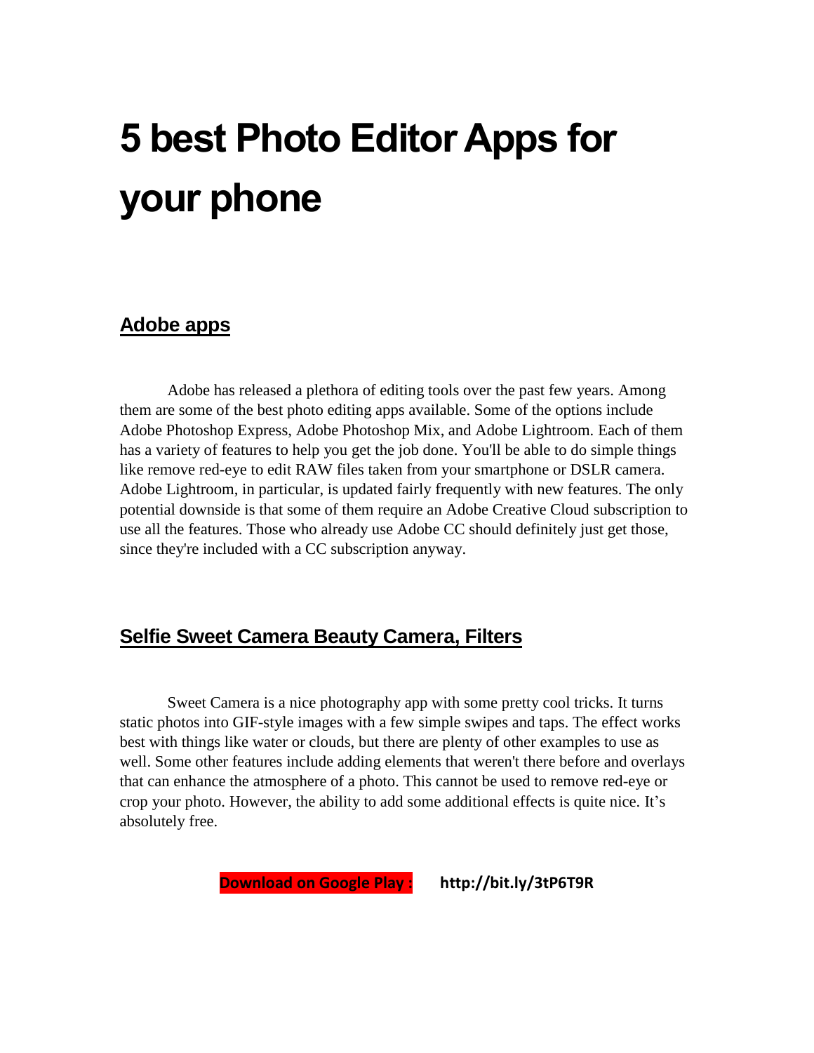# 5 best Photo Editor Apps for your phone

## Adobe apps

Adobe has released a plethora of editing tools over the past few years. Among them are some of the best photo editing apps available. Some of the options include Adobe Photoshop Express, Adobe Photoshop Mix, and Adobe Lightroom. Each of them has a variety of features to help you get the job done. You'll be able to do simple things like remove red-eye to edit RAW files taken from your smartphone or DSLR camera. Adobe Lightroom, in particular, is updated fairly frequently with new features. The only potential downside is that some of them require an Adobe Creative Cloud subscription to use all the features. Those who already use Adobe CC should definitely just get those, since they're included with a CC subscription anyway.

## Selfie Sweet Camera Beauty Camera, Filters

Sweet Camera is a nice photography app with some pretty cool tricks. It turns static photos into GIF-style images with a few simple swipes and taps. The effect works best with things like water or clouds, but there are plenty of other examples to use as well. Some other features include adding elements that weren't there before and overlays that can enhance the atmosphere of a photo. This cannot be used to remove red-eye or crop your photo. However, the ability to add some additional effects is quite nice. It's absolutely free.

**Download on Google Play :** **http://bit.ly/3tP6T9R**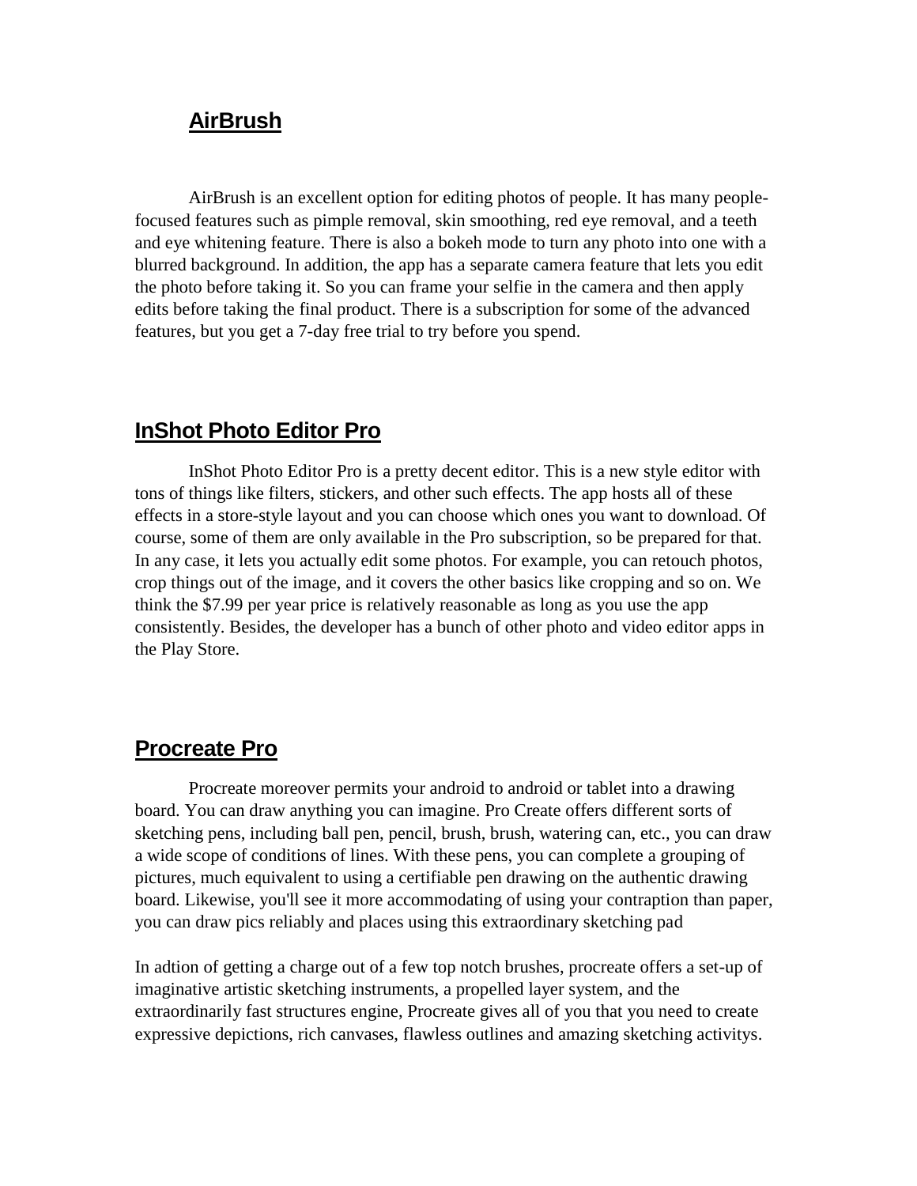## AirBrush

AirBrush is an excellent option for editing photos of people. It has many people-focused features such as pimple removal, skin smoothing, red eye removal, and a teeth and eye whitening feature. There is also a bokeh mode to turn any photo into one with a blurred background. In addition, the app has a separate camera feature that lets you edit the photo before taking it. So you can frame your selfie in the camera and then apply edits before taking the final product. There is a subscription for some of the advanced features, but you get a 7-day free trial to try before you spend.

## InShot Photo Editor Pro

InShot Photo Editor Pro is a pretty decent editor. This is a new style editor with tons of things like filters, stickers, and other such effects. The app hosts all of these effects in a store-style layout and you can choose which ones you want to download. Of course, some of them are only available in the Pro subscription, so be prepared for that. In any case, it lets you actually edit some photos. For example, you can retouch photos, crop things out of the image, and it covers the other basics like cropping and so on. We think the $7.99 per year price is relatively reasonable as long as you use the app consistently. Besides, the developer has a bunch of other photo and video editor apps in the Play Store.

## Procreate Pro

Procreate moreover permits your android to android or tablet into a drawing board. You can draw anything you can imagine. Pro Create offers different sorts of sketching pens, including ball pen, pencil, brush, brush, watering can, etc., you can draw a wide scope of conditions of lines. With these pens, you can complete a grouping of pictures, much equivalent to using a certifiable pen drawing on the authentic drawing board. Likewise, you'll see it more accommodating of using your contraption than paper, you can draw pics reliably and places using this extraordinary sketching pad

In adtion of getting a charge out of a few top notch brushes, procreate offers a set-up of imaginative artistic sketching instruments, a propelled layer system, and the extraordinarily fast structures engine, Procreate gives all of you that you need to create expressive depictions, rich canvases, flawless outlines and amazing sketching activitys.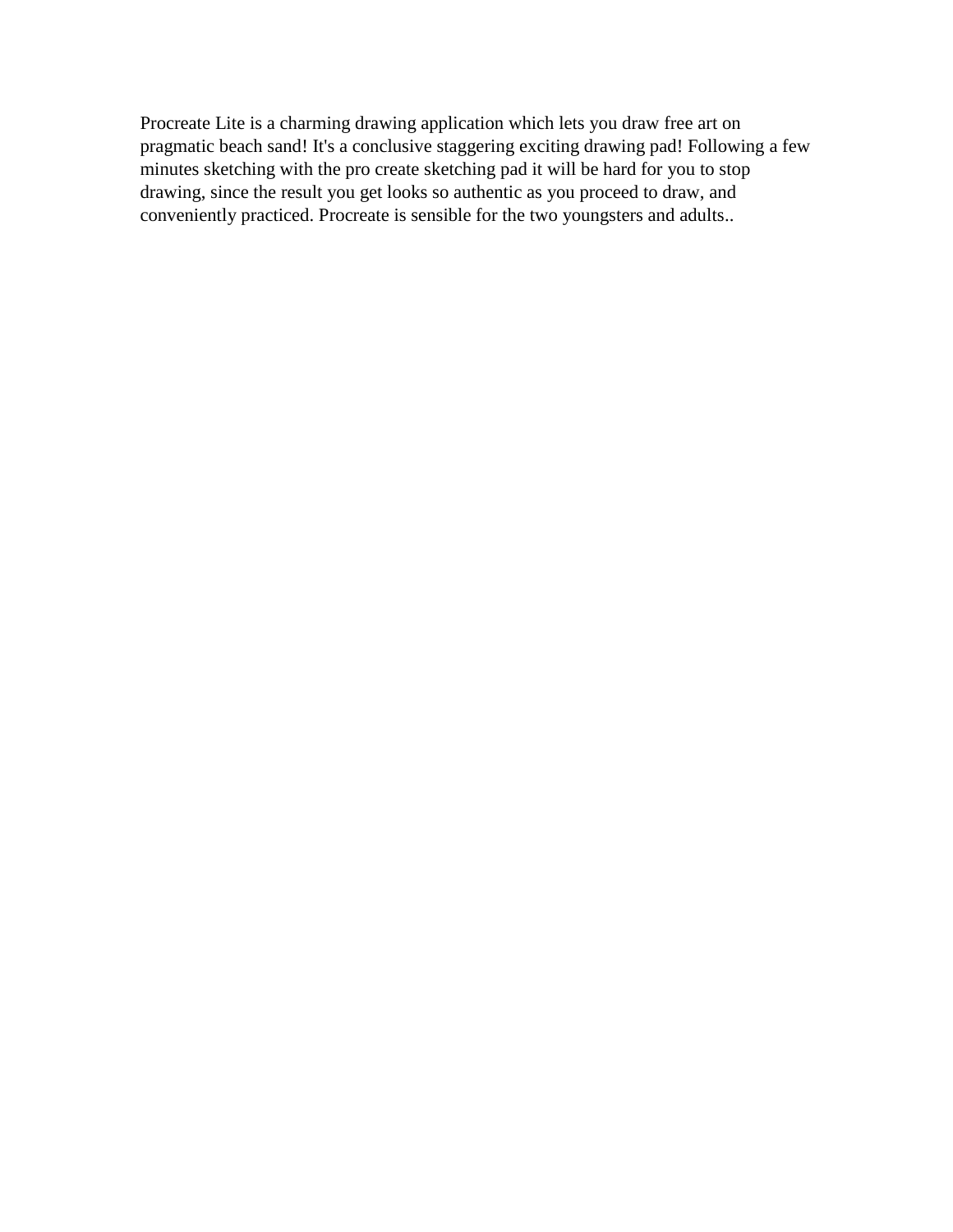Procreate Lite is a charming drawing application which lets you draw free art on pragmatic beach sand! It's a conclusive staggering exciting drawing pad! Following a few minutes sketching with the pro create sketching pad it will be hard for you to stop drawing, since the result you get looks so authentic as you proceed to draw, and conveniently practiced. Procreate is sensible for the two youngsters and adults..